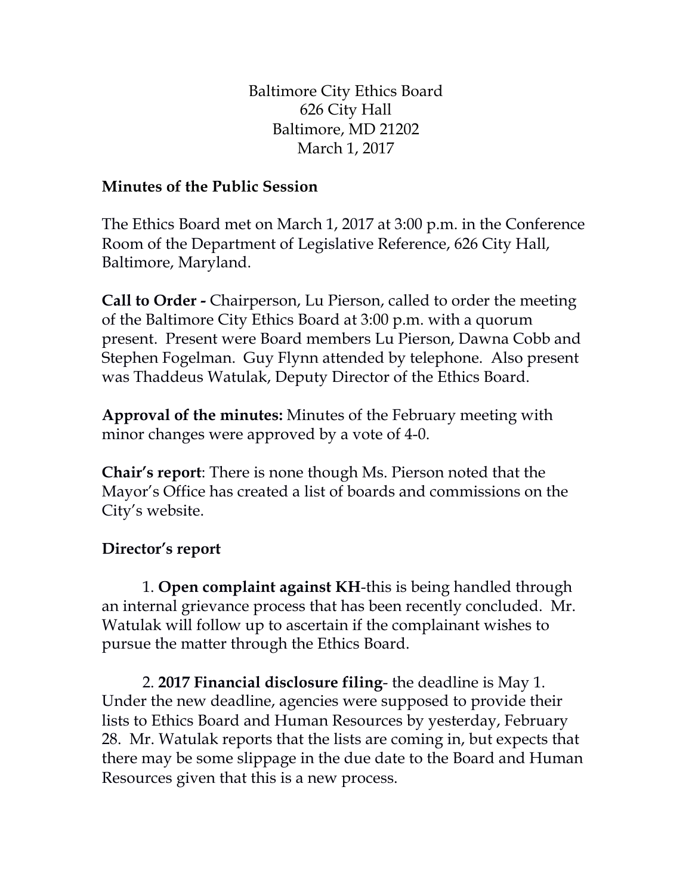Baltimore City Ethics Board  
626 City Hall  
Baltimore, MD 21202  
March 1, 2017

**Minutes of the Public Session**

The Ethics Board met on March 1, 2017 at 3:00 p.m. in the Conference Room of the Department of Legislative Reference, 626 City Hall, Baltimore, Maryland.

**Call to Order -** Chairperson, Lu Pierson, called to order the meeting of the Baltimore City Ethics Board at 3:00 p.m. with a quorum present. Present were Board members Lu Pierson, Dawna Cobb and Stephen Fogelman. Guy Flynn attended by telephone. Also present was Thaddeus Watulak, Deputy Director of the Ethics Board.

**Approval of the minutes:** Minutes of the February meeting with minor changes were approved by a vote of 4-0.

**Chair's report**: There is none though Ms. Pierson noted that the Mayor's Office has created a list of boards and commissions on the City's website.

**Director's report**

1. **Open complaint against KH**-this is being handled through an internal grievance process that has been recently concluded. Mr. Watulak will follow up to ascertain if the complainant wishes to pursue the matter through the Ethics Board.

2. **2017 Financial disclosure filing**- the deadline is May 1. Under the new deadline, agencies were supposed to provide their lists to Ethics Board and Human Resources by yesterday, February 28. Mr. Watulak reports that the lists are coming in, but expects that there may be some slippage in the due date to the Board and Human Resources given that this is a new process.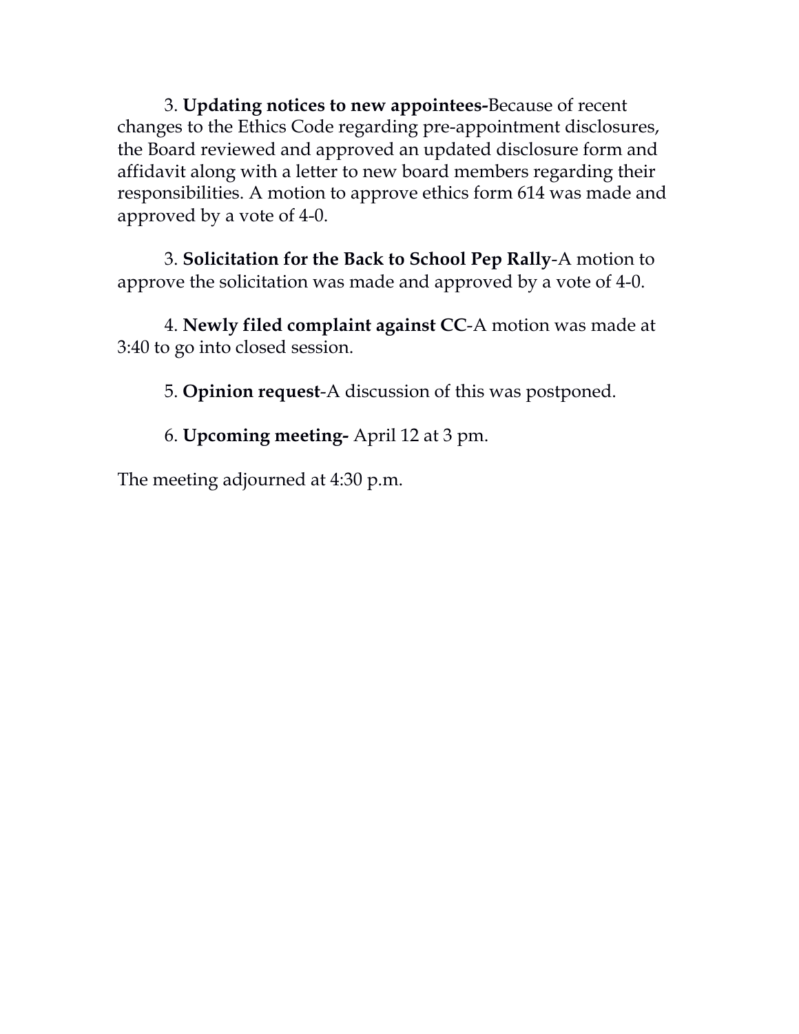3. **Updating notices to new appointees-**Because of recent changes to the Ethics Code regarding pre-appointment disclosures, the Board reviewed and approved an updated disclosure form and affidavit along with a letter to new board members regarding their responsibilities. A motion to approve ethics form 614 was made and approved by a vote of 4-0.

3. **Solicitation for the Back to School Pep Rally**-A motion to approve the solicitation was made and approved by a vote of 4-0.

4. **Newly filed complaint against CC**-A motion was made at 3:40 to go into closed session.

5. **Opinion request**-A discussion of this was postponed.

6. **Upcoming meeting-** April 12 at 3 pm.

The meeting adjourned at 4:30 p.m.